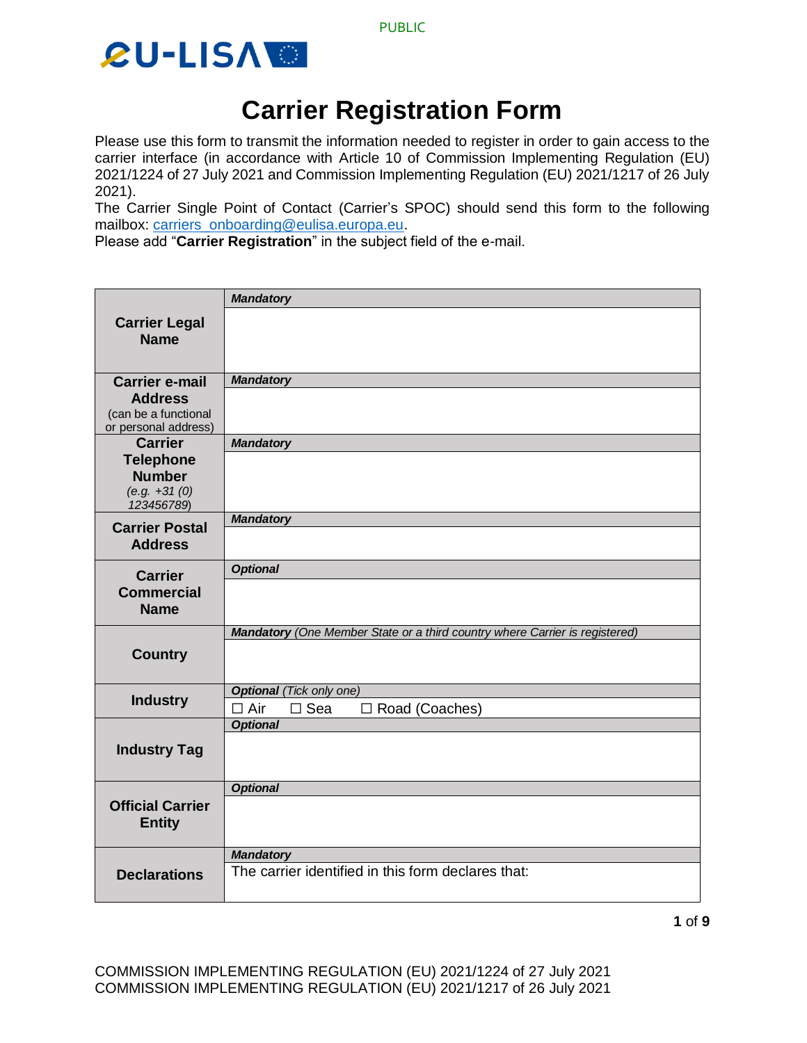# Carrier Registration Form

Please use this form to transmit the information needed to register in order to gain access to the carrier interface (in accordance with Article 10 of Commission Implementing Regulation (EU) 2021/1224 of 27 July 2021 and Commission Implementing Regulation (EU) 2021/1217 of 26 July 2021).

The Carrier Single Point of Contact (Carrier's SPOC) should send this form to the following mailbox: carriers_onboarding@eulisa.europa.eu.

Please add "**Carrier Registration**" in the subject field of the e-mail.

| | |
|---|---|
| **Carrier Legal Name** | ***Mandatory*** |
| **Carrier e-mail Address** (can be a functional or personal address) | ***Mandatory*** |
| **Carrier Telephone Number** *(e.g. +31 (0) 123456789)* | ***Mandatory*** |
| **Carrier Postal Address** | ***Mandatory*** |
| **Carrier Commercial Name** | ***Optional*** |
| **Country** | ***Mandatory*** *(One Member State or a third country where Carrier is registered)* |
| **Industry** | ***Optional*** *(Tick only one)*<br>☐ Air ☐ Sea ☐ Road (Coaches) |
| **Industry Tag** | ***Optional*** |
| **Official Carrier Entity** | ***Optional*** |
| **Declarations** | ***Mandatory***<br>The carrier identified in this form declares that: |

COMMISSION IMPLEMENTING REGULATION (EU) 2021/1224 of 27 July 2021
COMMISSION IMPLEMENTING REGULATION (EU) 2021/1217 of 26 July 2021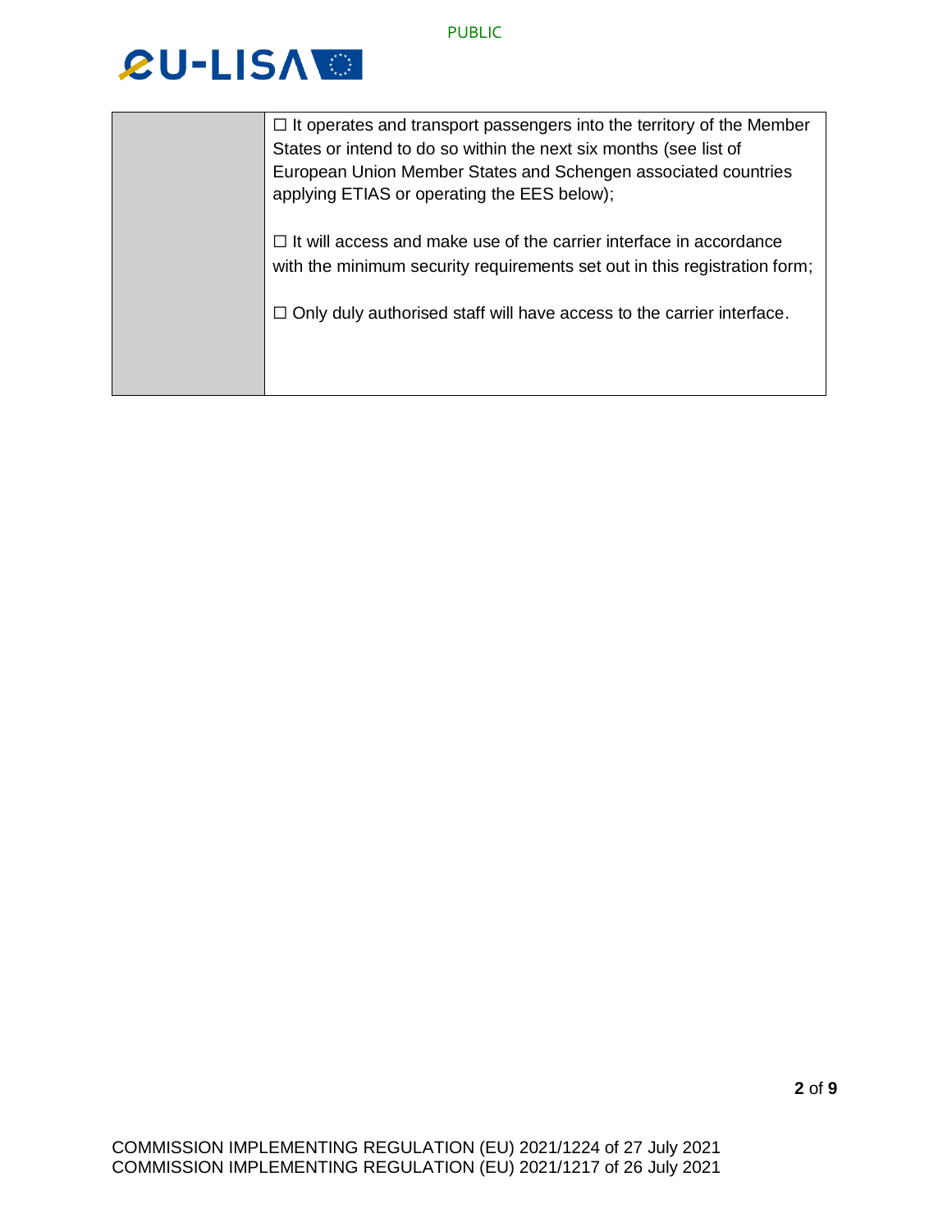| | |
|---|---|
| | ☐ It operates and transport passengers into the territory of the Member States or intend to do so within the next six months (see list of European Union Member States and Schengen associated countries applying ETIAS or operating the EES below);<br><br>☐ It will access and make use of the carrier interface in accordance with the minimum security requirements set out in this registration form;<br><br>☐ Only duly authorised staff will have access to the carrier interface. |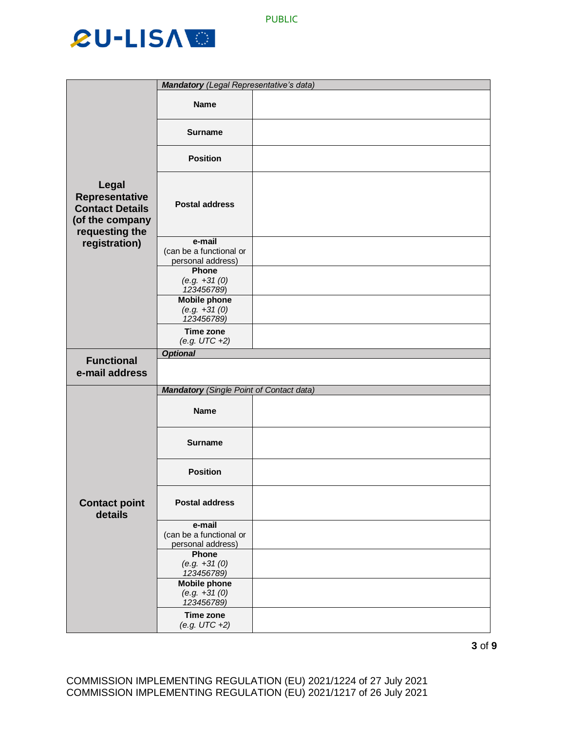| | *Mandatory* *(Legal Representative's data)* | |
|---|---|---|
| **Legal Representative Contact Details (of the company requesting the registration)** | **Name** | |
| | **Surname** | |
| | **Position** | |
| | **Postal address** | |
| | **e-mail** (can be a functional or personal address) | |
| | **Phone** *(e.g. +31 (0) 123456789)* | |
| | **Mobile phone** *(e.g. +31 (0) 123456789)* | |
| | **Time zone** *(e.g. UTC +2)* | |
| **Functional e-mail address** | ***Optional*** | |
| | | |
| **Contact point details** | ***Mandatory*** *(Single Point of Contact data)* | |
| | **Name** | |
| | **Surname** | |
| | **Position** | |
| | **Postal address** | |
| | **e-mail** (can be a functional or personal address) | |
| | **Phone** *(e.g. +31 (0) 123456789)* | |
| | **Mobile phone** *(e.g. +31 (0) 123456789)* | |
| | **Time zone** *(e.g. UTC +2)* | |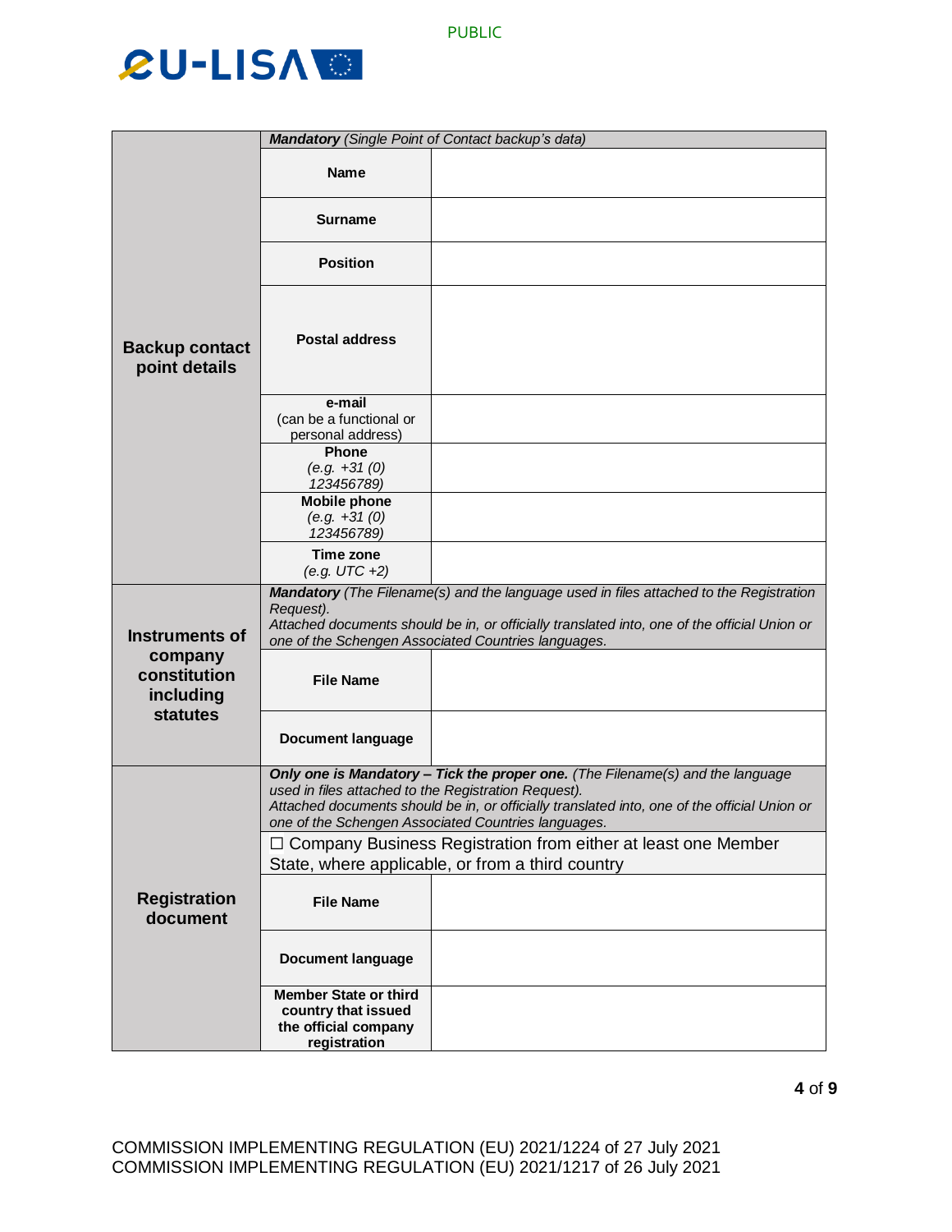| | | |
|---|---|---|
| **Backup contact point details** | ***Mandatory*** *(Single Point of Contact backup's data)* | |
| | **Name** | |
| | **Surname** | |
| | **Position** | |
| | **Postal address** | |
| | **e-mail** (can be a functional or personal address) | |
| | **Phone** *(e.g. +31 (0) 123456789)* | |
| | **Mobile phone** *(e.g. +31 (0) 123456789)* | |
| | **Time zone** *(e.g. UTC +2)* | |
| **Instruments of company constitution including statutes** | ***Mandatory*** *(The Filename(s) and the language used in files attached to the Registration Request). Attached documents should be in, or officially translated into, one of the official Union or one of the Schengen Associated Countries languages.* | |
| | **File Name** | |
| | **Document language** | |
| **Registration document** | ***Only one is Mandatory – Tick the proper one.*** *(The Filename(s) and the language used in files attached to the Registration Request). Attached documents should be in, or officially translated into, one of the official Union or one of the Schengen Associated Countries languages.* | |
| | ☐ Company Business Registration from either at least one Member State, where applicable, or from a third country | |
| | **File Name** | |
| | **Document language** | |
| | **Member State or third country that issued the official company registration** | |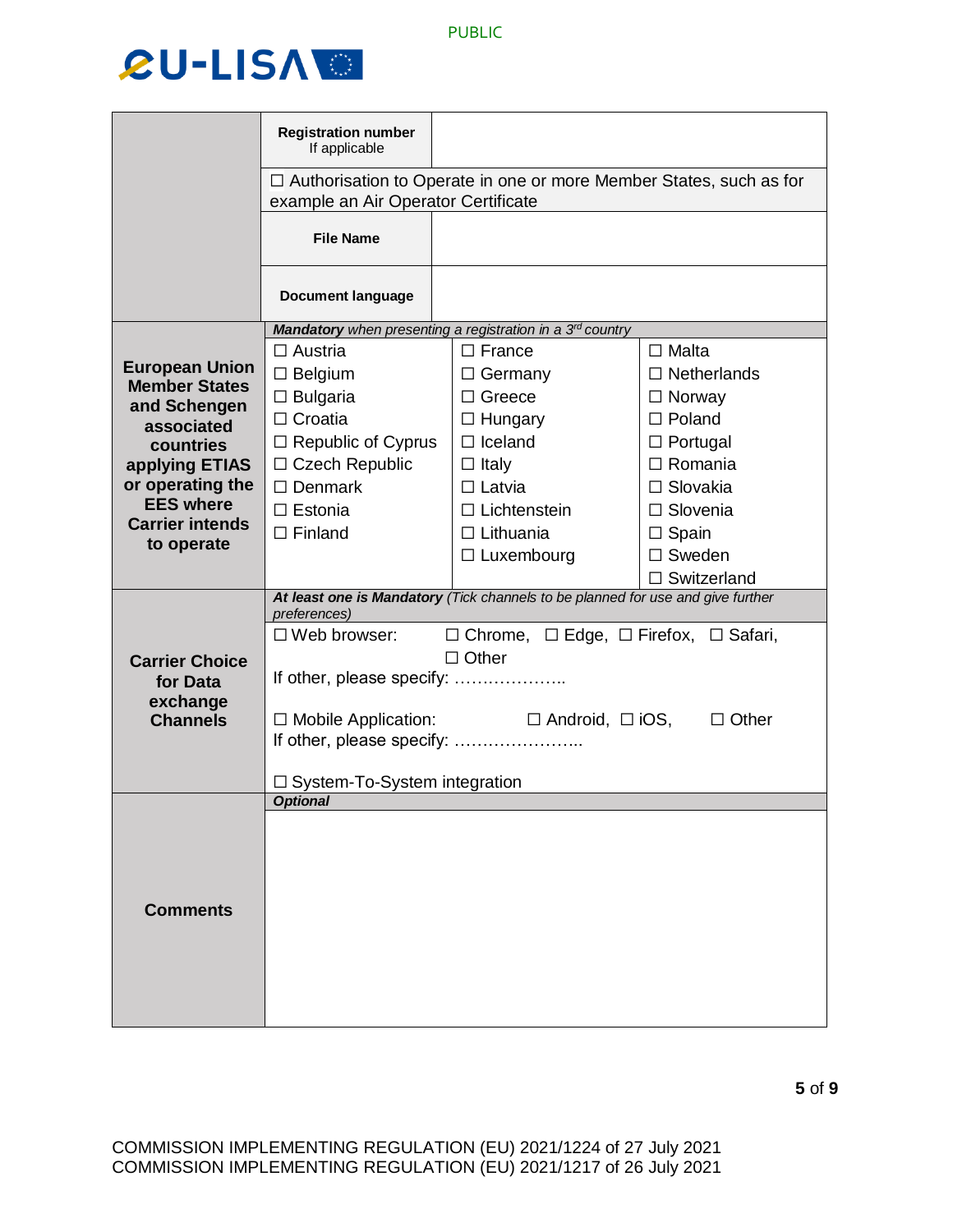| | | |
|---|---|---|
| | **Registration number** If applicable | |
| | ☐ Authorisation to Operate in one or more Member States, such as for example an Air Operator Certificate | |
| | **File Name** | |
| | **Document language** | |

| | | | |
|---|---|---|---|
| | ***Mandatory*** *when presenting a registration in a 3rd country* | | |
| **European Union Member States and Schengen associated countries applying ETIAS or operating the EES where Carrier intends to operate** | ☐ Austria<br>☐ Belgium<br>☐ Bulgaria<br>☐ Croatia<br>☐ Republic of Cyprus<br>☐ Czech Republic<br>☐ Denmark<br>☐ Estonia<br>☐ Finland | ☐ France<br>☐ Germany<br>☐ Greece<br>☐ Hungary<br>☐ Iceland<br>☐ Italy<br>☐ Latvia<br>☐ Lichtenstein<br>☐ Lithuania<br>☐ Luxembourg | ☐ Malta<br>☐ Netherlands<br>☐ Norway<br>☐ Poland<br>☐ Portugal<br>☐ Romania<br>☐ Slovakia<br>☐ Slovenia<br>☐ Spain<br>☐ Sweden<br>☐ Switzerland |

| | |
|---|---|
| | ***At least one is Mandatory*** *(Tick channels to be planned for use and give further preferences)* |
| **Carrier Choice for Data exchange Channels** | ☐ Web browser: ☐ Chrome, ☐ Edge, ☐ Firefox, ☐ Safari, ☐ Other<br>If other, please specify: ………………..<br><br>☐ Mobile Application: ☐ Android, ☐ iOS, ☐ Other<br>If other, please specify: …………………..<br><br>☐ System-To-System integration |
| | ***Optional*** |
| **Comments** | |

COMMISSION IMPLEMENTING REGULATION (EU) 2021/1224 of 27 July 2021
COMMISSION IMPLEMENTING REGULATION (EU) 2021/1217 of 26 July 2021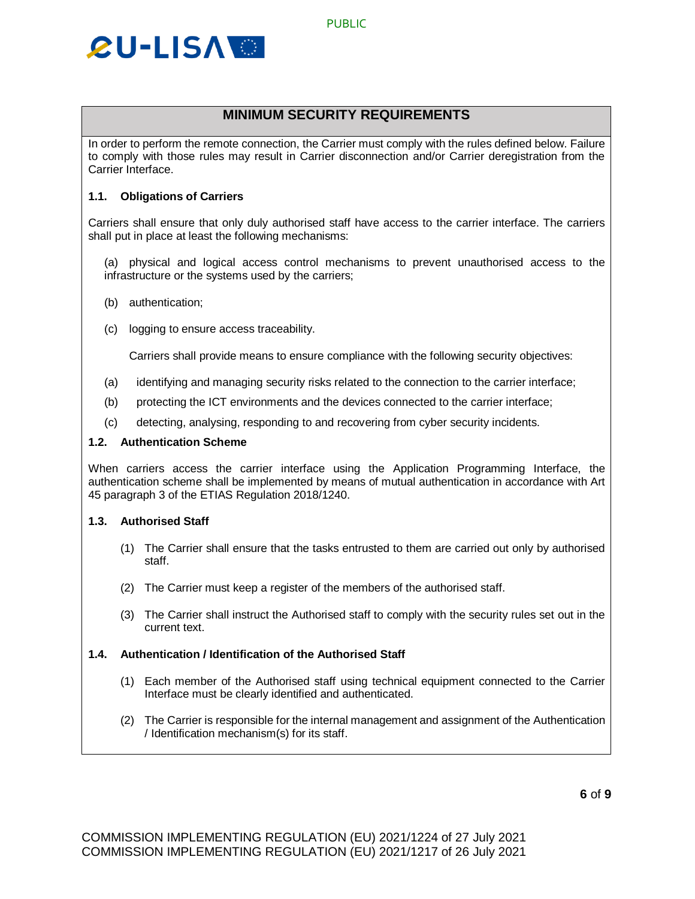## MINIMUM SECURITY REQUIREMENTS

In order to perform the remote connection, the Carrier must comply with the rules defined below. Failure to comply with those rules may result in Carrier disconnection and/or Carrier deregistration from the Carrier Interface.

### 1.1. Obligations of Carriers

Carriers shall ensure that only duly authorised staff have access to the carrier interface. The carriers shall put in place at least the following mechanisms:

(a) physical and logical access control mechanisms to prevent unauthorised access to the infrastructure or the systems used by the carriers;

(b) authentication;

(c) logging to ensure access traceability.

Carriers shall provide means to ensure compliance with the following security objectives:

(a) identifying and managing security risks related to the connection to the carrier interface;

(b) protecting the ICT environments and the devices connected to the carrier interface;

(c) detecting, analysing, responding to and recovering from cyber security incidents.

### 1.2. Authentication Scheme

When carriers access the carrier interface using the Application Programming Interface, the authentication scheme shall be implemented by means of mutual authentication in accordance with Art 45 paragraph 3 of the ETIAS Regulation 2018/1240.

### 1.3. Authorised Staff

(1) The Carrier shall ensure that the tasks entrusted to them are carried out only by authorised staff.

(2) The Carrier must keep a register of the members of the authorised staff.

(3) The Carrier shall instruct the Authorised staff to comply with the security rules set out in the current text.

### 1.4. Authentication / Identification of the Authorised Staff

(1) Each member of the Authorised staff using technical equipment connected to the Carrier Interface must be clearly identified and authenticated.

(2) The Carrier is responsible for the internal management and assignment of the Authentication / Identification mechanism(s) for its staff.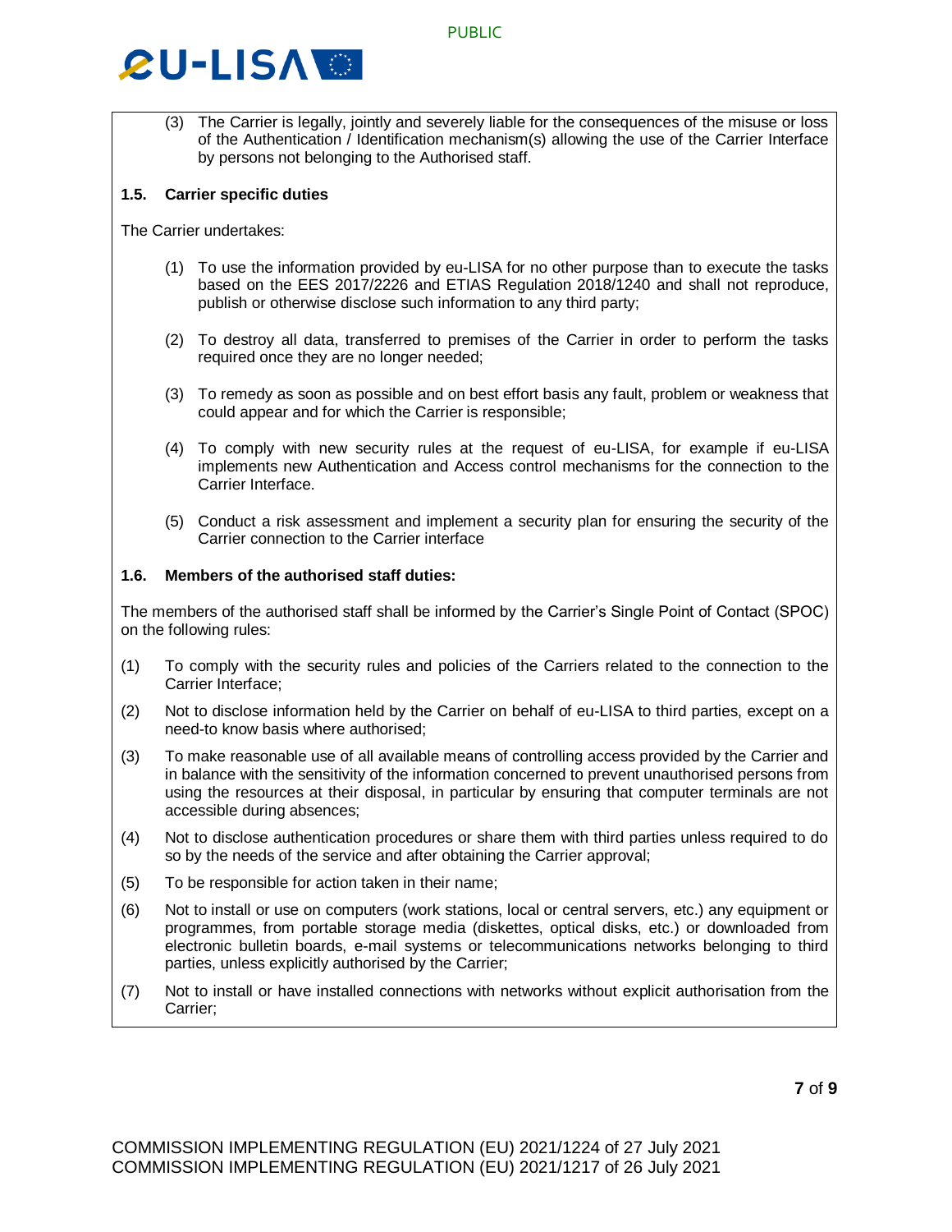(3) The Carrier is legally, jointly and severely liable for the consequences of the misuse or loss of the Authentication / Identification mechanism(s) allowing the use of the Carrier Interface by persons not belonging to the Authorised staff.

### 1.5. Carrier specific duties

The Carrier undertakes:

(1) To use the information provided by eu-LISA for no other purpose than to execute the tasks based on the EES 2017/2226 and ETIAS Regulation 2018/1240 and shall not reproduce, publish or otherwise disclose such information to any third party;

(2) To destroy all data, transferred to premises of the Carrier in order to perform the tasks required once they are no longer needed;

(3) To remedy as soon as possible and on best effort basis any fault, problem or weakness that could appear and for which the Carrier is responsible;

(4) To comply with new security rules at the request of eu-LISA, for example if eu-LISA implements new Authentication and Access control mechanisms for the connection to the Carrier Interface.

(5) Conduct a risk assessment and implement a security plan for ensuring the security of the Carrier connection to the Carrier interface

### 1.6. Members of the authorised staff duties:

The members of the authorised staff shall be informed by the Carrier's Single Point of Contact (SPOC) on the following rules:

(1) To comply with the security rules and policies of the Carriers related to the connection to the Carrier Interface;

(2) Not to disclose information held by the Carrier on behalf of eu-LISA to third parties, except on a need-to know basis where authorised;

(3) To make reasonable use of all available means of controlling access provided by the Carrier and in balance with the sensitivity of the information concerned to prevent unauthorised persons from using the resources at their disposal, in particular by ensuring that computer terminals are not accessible during absences;

(4) Not to disclose authentication procedures or share them with third parties unless required to do so by the needs of the service and after obtaining the Carrier approval;

(5) To be responsible for action taken in their name;

(6) Not to install or use on computers (work stations, local or central servers, etc.) any equipment or programmes, from portable storage media (diskettes, optical disks, etc.) or downloaded from electronic bulletin boards, e-mail systems or telecommunications networks belonging to third parties, unless explicitly authorised by the Carrier;

(7) Not to install or have installed connections with networks without explicit authorisation from the Carrier;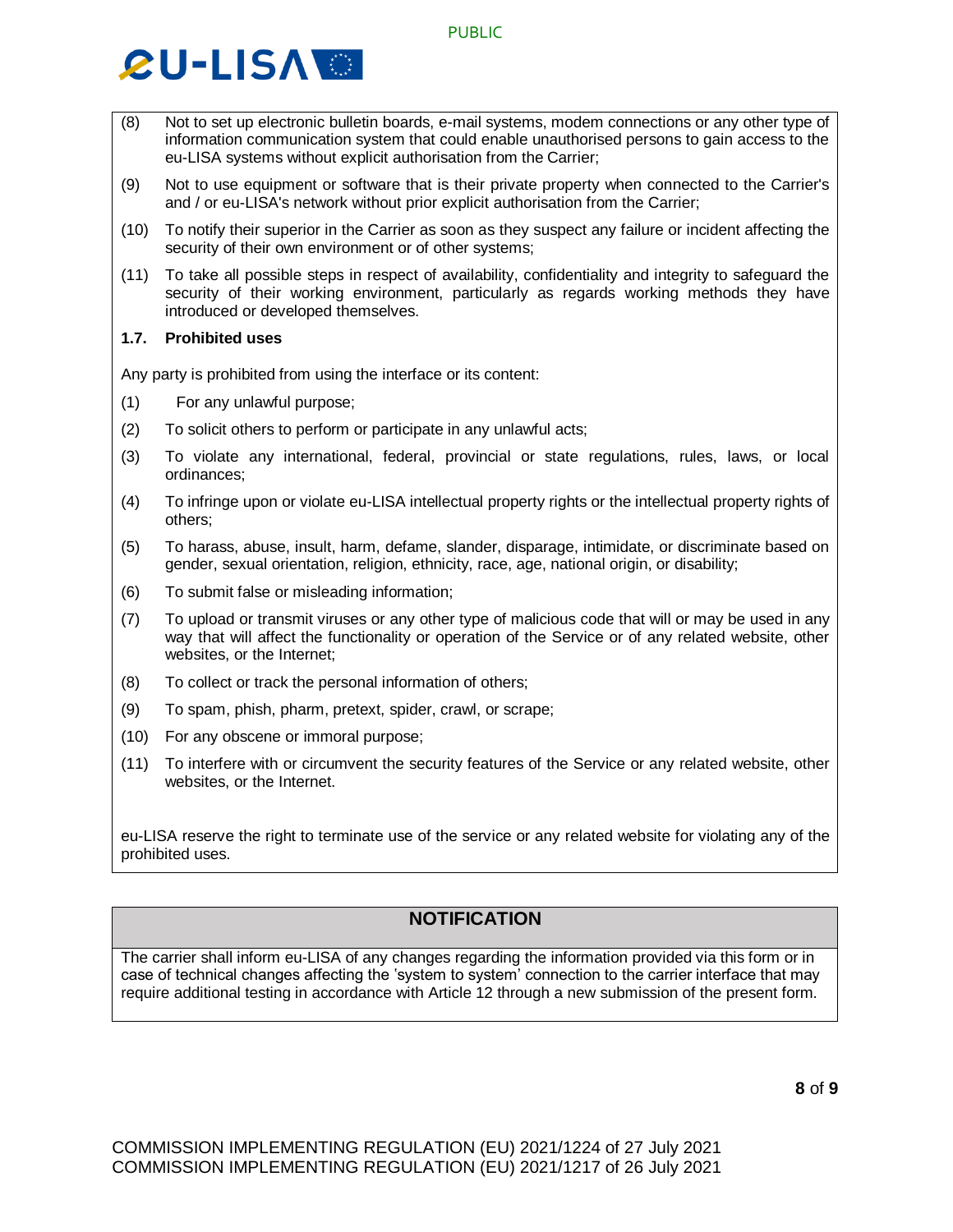(8) Not to set up electronic bulletin boards, e-mail systems, modem connections or any other type of information communication system that could enable unauthorised persons to gain access to the eu-LISA systems without explicit authorisation from the Carrier;

(9) Not to use equipment or software that is their private property when connected to the Carrier's and / or eu-LISA's network without prior explicit authorisation from the Carrier;

(10) To notify their superior in the Carrier as soon as they suspect any failure or incident affecting the security of their own environment or of other systems;

(11) To take all possible steps in respect of availability, confidentiality and integrity to safeguard the security of their working environment, particularly as regards working methods they have introduced or developed themselves.

**1.7. Prohibited uses**

Any party is prohibited from using the interface or its content:

(1) For any unlawful purpose;

(2) To solicit others to perform or participate in any unlawful acts;

(3) To violate any international, federal, provincial or state regulations, rules, laws, or local ordinances;

(4) To infringe upon or violate eu-LISA intellectual property rights or the intellectual property rights of others;

(5) To harass, abuse, insult, harm, defame, slander, disparage, intimidate, or discriminate based on gender, sexual orientation, religion, ethnicity, race, age, national origin, or disability;

(6) To submit false or misleading information;

(7) To upload or transmit viruses or any other type of malicious code that will or may be used in any way that will affect the functionality or operation of the Service or of any related website, other websites, or the Internet;

(8) To collect or track the personal information of others;

(9) To spam, phish, pharm, pretext, spider, crawl, or scrape;

(10) For any obscene or immoral purpose;

(11) To interfere with or circumvent the security features of the Service or any related website, other websites, or the Internet.

eu-LISA reserve the right to terminate use of the service or any related website for violating any of the prohibited uses.

| NOTIFICATION |
|---|
| The carrier shall inform eu-LISA of any changes regarding the information provided via this form or in case of technical changes affecting the 'system to system' connection to the carrier interface that may require additional testing in accordance with Article 12 through a new submission of the present form. |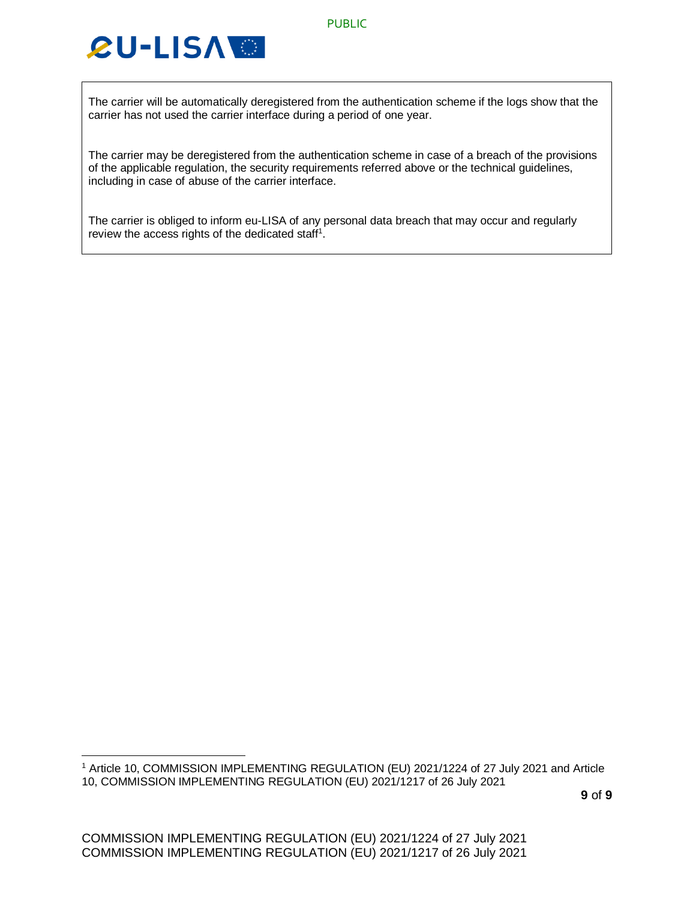The carrier will be automatically deregistered from the authentication scheme if the logs show that the carrier has not used the carrier interface during a period of one year.

The carrier may be deregistered from the authentication scheme in case of a breach of the provisions of the applicable regulation, the security requirements referred above or the technical guidelines, including in case of abuse of the carrier interface.

The carrier is obliged to inform eu-LISA of any personal data breach that may occur and regularly review the access rights of the dedicated staff[1].

[1] Article 10, COMMISSION IMPLEMENTING REGULATION (EU) 2021/1224 of 27 July 2021 and Article 10, COMMISSION IMPLEMENTING REGULATION (EU) 2021/1217 of 26 July 2021